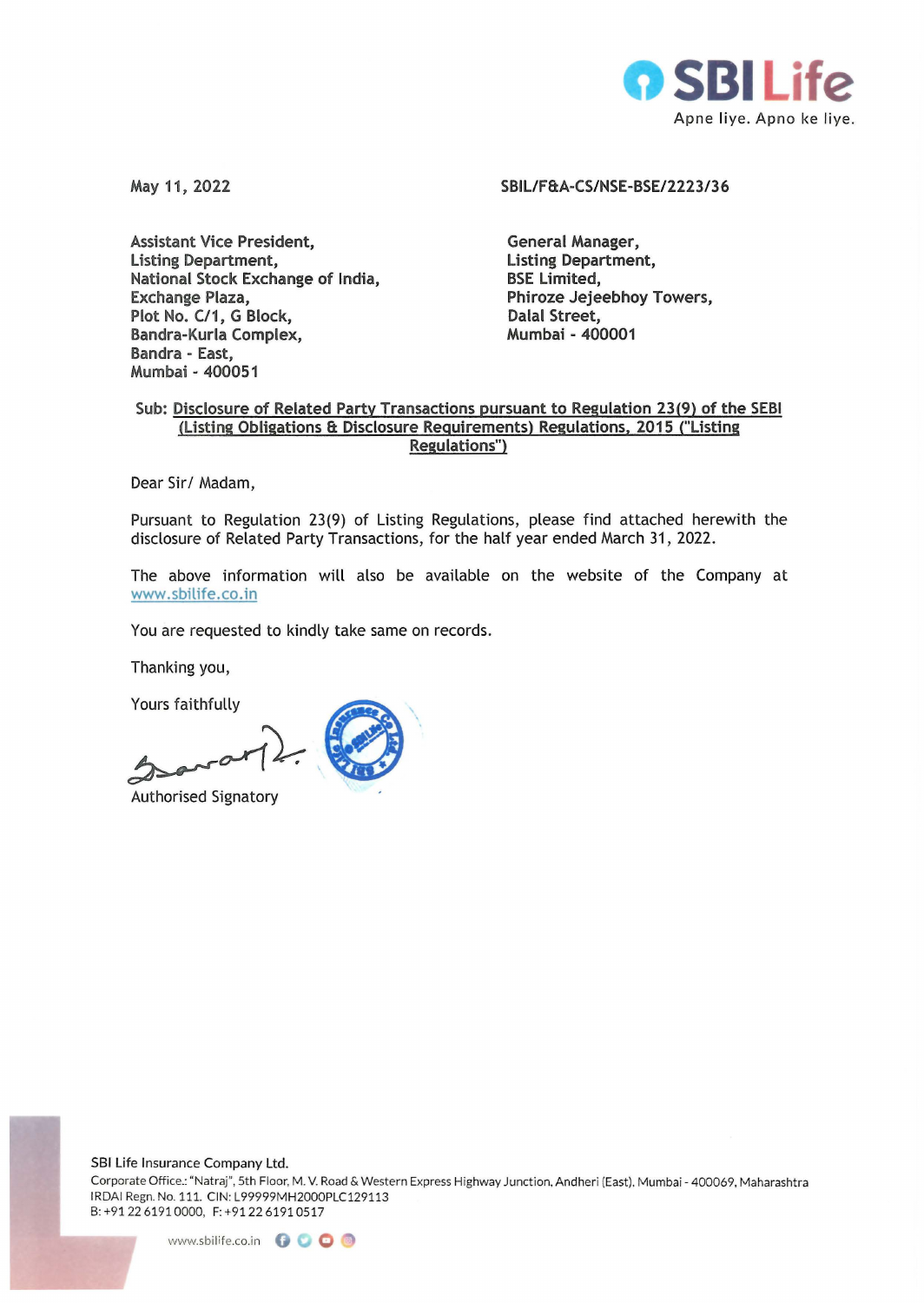May 11, 2022

SBIL/F&A-CS/NSE-BSE/2223/36

Assistant Vice President,
Listing Department,
National Stock Exchange of India,
Exchange Plaza,
Plot No. C/1, G Block,
Bandra-Kurla Complex,
Bandra - East,
Mumbai - 400051

General Manager,
Listing Department,
BSE Limited,
Phiroze Jejeebhoy Towers,
Dalal Street,
Mumbai - 400001

Sub: Disclosure of Related Party Transactions pursuant to Regulation 23(9) of the SEBI (Listing Obligations & Disclosure Requirements) Regulations, 2015 ("Listing Regulations")

Dear Sir/ Madam,

Pursuant to Regulation 23(9) of Listing Regulations, please find attached herewith the disclosure of Related Party Transactions, for the half year ended March 31, 2022.

The above information will also be available on the website of the Company at www.sbilife.co.in

You are requested to kindly take same on records.

Thanking you,

Yours faithfully

Authorised Signatory

SBI Life Insurance Company Ltd.
Corporate Office.: "Natraj", 5th Floor, M. V. Road & Western Express Highway Junction, Andheri (East), Mumbai - 400069, Maharashtra
IRDAI Regn. No. 111. CIN: L99999MH2000PLC129113
B: +91 22 6191 0000, F: +91 22 6191 0517

www.sbilife.co.in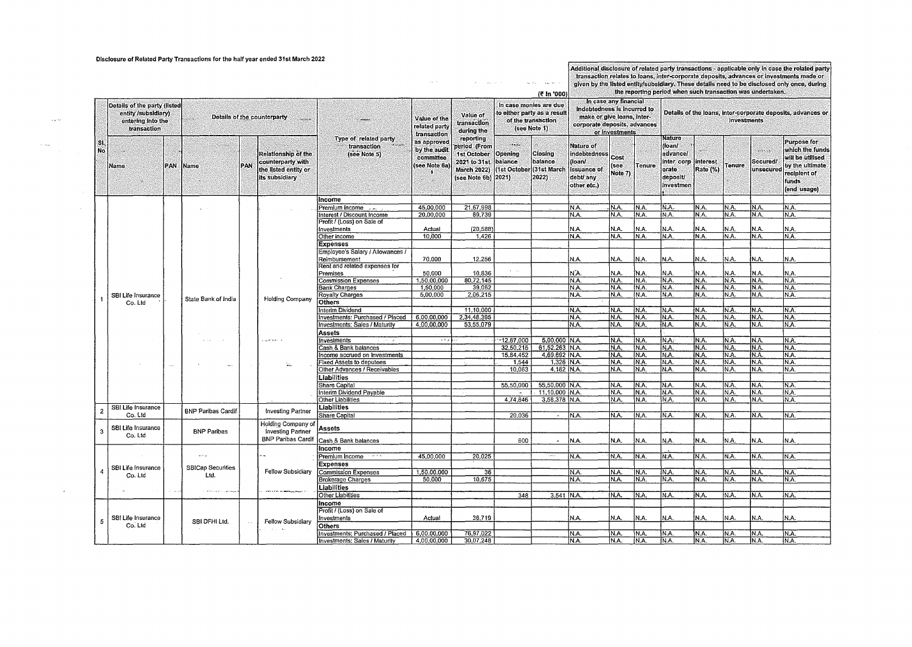# Disclosure of Related Party Transactions for the half year ended 31st March 2022

(₹ In '000)

| Sl. No | Details of the party (listed entity /subsidiary) entering into the transaction | | Details of the counterparty | | | Type of related party transaction (see Note 5) | Value of the related party transaction as approved by the audit committee (see Note 6a) | Value of transaction during the reporting period (From 1st October 2021 to 31st March 2022) (see Note 6b) | In case monies are due to either party as a result of the transaction (see Note 1) | | Additional disclosure of related party transactions - applicable only in case the related party transaction relates to loans, inter-corporate deposits, advances or investments made or given by the listed entity/subsidiary. These details need to be disclosed only once, during the reporting period when such transaction was undertaken. In case any financial indebtedness is incurred to make or give loans, inter-corporate deposits, advances or investments | | | Details of the loans, inter-corporate deposits, advances or investments | | | | |
|---|---|---|---|---|---|---|---|---|---|---|---|---|---|---|---|---|---|---|
| | Name | PAN | Name | PAN | Relationship of the counterparty with the listed entity or its subsidiary | | | | Opening balance (1st October 2021) | Closing balance (31st March 2022) | Nature of indebtedness (loan/ issuance of debt/ any other etc.) | Cost (see Note 7) | Tenure | Nature (loan/ advance/ inter corp orate deposit/ investment | Interest Rate (%) | Tenure | Secured/ unsecured | Purpose for which the funds will be utilised by the ultimate recipient of funds (end usage) |
| 1 | SBI Life Insurance Co. Ltd | | State Bank of India | | Holding Company | **Income** | | | | | | | | | | | | |
| | | | | | | Premium Income | 45,00,000 | 21,67,998 | | | N.A. | N.A. | N.A. | N.A. | N.A. | N.A. | N.A. | N.A. |
| | | | | | | Interest / Discount Income | 20,00,000 | 89,739 | | | N.A. | N.A. | N.A. | N.A. | N.A. | N.A. | N.A. | N.A. |
| | | | | | | Profit / (Loss) on Sale of Investments | Actual | (20,588) | | | N.A. | N.A. | N.A. | N.A. | N.A. | N.A. | N.A. | N.A. |
| | | | | | | Other income | 10,000 | 1,426 | | | N.A. | N.A. | N.A. | N.A. | N.A. | N.A. | N.A. | N.A. |
| | | | | | | **Expenses** | | | | | | | | | | | | |
| | | | | | | Employee's Salary / Allowances / Reimbursement | 70,000 | 12,256 | | | N.A. | N.A. | N.A. | N.A. | N.A. | N.A. | N.A. | N.A. |
| | | | | | | Rent and related expenses for Premises | 50,000 | 10,836 | | | N.A. | N.A. | N.A. | N.A. | N.A. | N.A. | N.A. | N.A. |
| | | | | | | Commission Expenses | 1,50,00,000 | 80,72,145 | | | N.A. | N.A. | N.A. | N.A. | N.A. | N.A. | N.A. | N.A. |
| | | | | | | Bank Charges | 1,50,000 | 39,062 | | | N.A. | N.A. | N.A. | N.A. | N.A. | N.A. | N.A. | N.A. |
| | | | | | | Royalty Charges | 5,00,000 | 2,06,215 | | | N.A. | N.A. | N.A. | N.A. | N.A. | N.A. | N.A. | N.A. |
| | | | | | | **Others** | | | | | | | | | | | | |
| | | | | | | Interim Dividend | | 11,10,000 | | | N.A. | N.A. | N.A. | N.A. | N.A. | N.A. | N.A. | N.A. |
| | | | | | | Investments: Purchased / Placed | 6,00,00,000 | 2,34,48,395 | | | N.A. | N.A. | N.A. | N.A. | N.A. | N.A. | N.A. | N.A. |
| | | | | | | Investments: Sales / Maturity | 4,00,00,000 | 53,55,079 | | | N.A. | N.A. | N.A. | N.A. | N.A. | N.A. | N.A. | N.A. |
| | | | | | | **Assets** | | | | | | | | | | | | |
| | | | | | | Investments | | | 12,67,000 | 5,00,000 | N.A. | N.A. | N.A. | N.A. | N.A. | N.A. | N.A. | N.A. |
| | | | | | | Cash & Bank balances | | | 32,50,215 | 61,52,263 | N.A. | N.A. | N.A. | N.A. | N.A. | N.A. | N.A. | N.A. |
| | | | | | | Income accrued on Investments | | | 15,84,452 | 4,69,692 | N.A. | N.A. | N.A. | N.A. | N.A. | N.A. | N.A. | N.A. |
| | | | | | | Fixed Assets to deputees | | | 1,544 | 1,326 | N.A. | N.A. | N.A. | N.A. | N.A. | N.A. | N.A. | N.A. |
| | | | | | | Other Advances / Receivables | | | 10,063 | 4,182 | N.A. | N.A. | N.A. | N.A. | N.A. | N.A. | N.A. | N.A. |
| | | | | | | **Liabilities** | | | | | | | | | | | | |
| | | | | | | Share Capital | | | 55,50,000 | 55,50,000 | N.A. | N.A. | N.A. | N.A. | N.A. | N.A. | N.A. | N.A. |
| | | | | | | Interim Dividend Payable | | | - | 11,10,000 | N.A. | N.A. | N.A. | N.A. | N.A. | N.A. | N.A. | N.A. |
| | | | | | | Other Liabilities | | | 4,74,846 | 3,58,378 | N.A. | N.A. | N.A. | N.A. | N.A. | N.A. | N.A. | N.A. |
| 2 | SBI Life Insurance Co. Ltd | | BNP Paribas Cardif | | Investing Partner | **Liabilities** | | | | | | | | | | | | |
| | | | | | | Share Capital | | | 20,036 | - | N.A. | N.A. | N.A. | N.A. | N.A. | N.A. | N.A. | N.A. |
| 3 | SBI Life Insurance Co. Ltd | | BNP Paribas | | Holding Company of Investing Partner BNP Paribas Cardif | **Assets** | | | | | | | | | | | | |
| | | | | | | Cash & Bank balances | | | 600 | - | N.A. | N.A. | N.A. | N.A. | N.A. | N.A. | N.A. | N.A. |
| 4 | SBI Life Insurance Co. Ltd | | SBICap Securities Ltd. | | Fellow Subsidiary | **Income** | | | | | | | | | | | | |
| | | | | | | Premium Income | 45,00,000 | 20,025 | | | N.A. | N.A. | N.A. | N.A. | N.A. | N.A. | N.A. | N.A. |
| | | | | | | **Expenses** | | | | | | | | | | | | |
| | | | | | | Commission Expenses | 1,50,00,000 | 36 | | | N.A. | N.A. | N.A. | N.A. | N.A. | N.A. | N.A. | N.A. |
| | | | | | | Brokerage Charges | 50,000 | 10,675 | | | N.A. | N.A. | N.A. | N.A. | N.A. | N.A. | N.A. | N.A. |
| | | | | | | **Liabilities** | | | | | | | | | | | | |
| | | | | | | Other Liabilities | | | 348 | 3,541 | N.A. | N.A. | N.A. | N.A. | N.A. | N.A. | N.A. | N.A. |
| 5 | SBI Life Insurance Co. Ltd | | SBI DFHI Ltd. | | Fellow Subsidiary | **Income** | | | | | | | | | | | | |
| | | | | | | Profit / (Loss) on Sale of Investments | Actual | 36,719 | | | N.A. | N.A. | N.A. | N.A. | N.A. | N.A. | N.A. | N.A. |
| | | | | | | **Others** | | | | | | | | | | | | |
| | | | | | | Investments: Purchased / Placed | 6,00,00,000 | 76,97,022 | | | N.A. | N.A. | N.A. | N.A. | N.A. | N.A. | N.A. | N.A. |
| | | | | | | Investments: Sales / Maturity | 4,00,00,000 | 30,07,248 | | | N.A. | N.A. | N.A. | N.A. | N.A. | N.A. | N.A. | N.A. |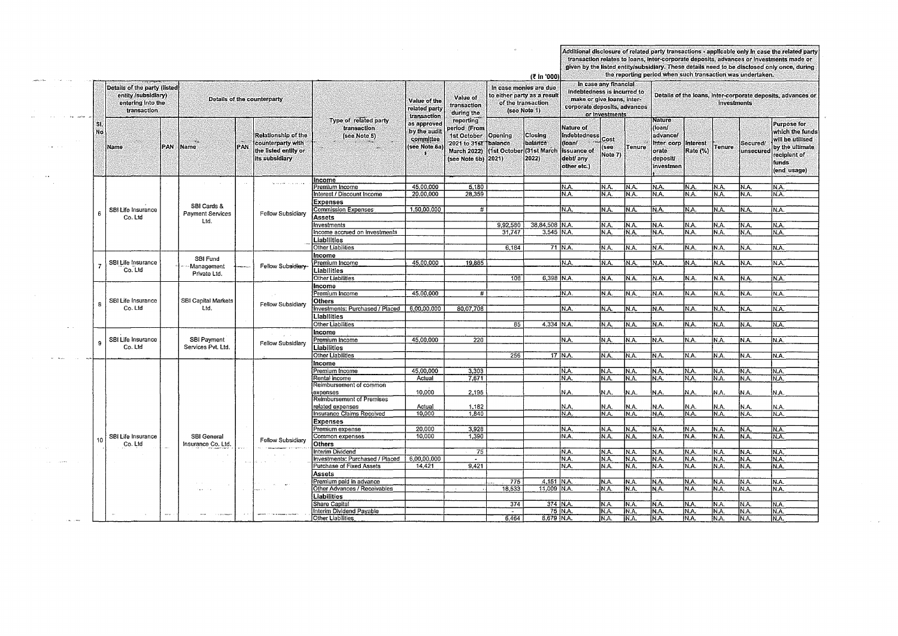Additional disclosure of related party transactions - applicable only in case the related party transaction relates to loans, inter-corporate deposits, advances or investments made or given by the listed entity/subsidiary. These details need to be disclosed only once, during the reporting period when such transaction was undertaken.

(₹ In '000)

| Sl. No | Details of the party (listed entity /subsidiary) entering into the transaction | | Details of the counterparty | | | Type of related party transaction (see Note 5) | Value of the related party transaction as approved by the audit committee (see Note 6a) | Value of transaction during the reporting period (From 1st October 2021 to 31st March 2022) (see Note 6b) | In case monies are due to either party as a result of the transaction (see Note 1) | | In case any financial indebtedness is incurred to make or give loans, inter-corporate deposits, advances or investments | | | Details of the loans, inter-corporate deposits, advances or investments | | | | |
|---|---|---|---|---|---|---|---|---|---|---|---|---|---|---|---|---|---|---|
| | Name | PAN | Name | PAN | Relationship of the counterparty with the listed entity or its subsidiary | | | | Opening balance (1st October 2021) | Closing balance (31st March 2022) | Nature of indebtedness (loan/ issuance of debt/ any other etc.) | Cost (see Note 7) | Tenure | Nature (loan/ advance/ inter corporate deposit/ investment) | Interest Rate (%) | Tenure | Secured/ unsecured | Purpose for which the funds will be utilised by the ultimate recipient of funds (end usage) |
| 6 | SBI Life Insurance Co. Ltd | | SBI Cards & Payment Services Ltd. | | Fellow Subsidiary | **Income** | | | | | | | | | | | | |
| | | | | | | Premium Income | 45,00,000 | 5,180 | | | N.A. | N.A. | N.A. | N.A. | N.A. | N.A. | N.A. | N.A. |
| | | | | | | Interest / Discount Income | 20,00,000 | 28,359 | | | N.A. | N.A. | N.A. | N.A. | N.A. | N.A. | N.A. | N.A. |
| | | | | | | **Expenses** | | | | | | | | | | | | |
| | | | | | | Commission Expenses | 1,50,00,000 | # | | | N.A. | N.A. | N.A. | N.A. | N.A. | N.A. | N.A. | N.A. |
| | | | | | | **Assets** | | | | | | | | | | | | |
| | | | | | | Investments | | | 9,92,580 | 38,84,508 | N.A. | N.A. | N.A. | N.A. | N.A. | N.A. | N.A. | N.A. |
| | | | | | | Income accrued on Investments | | | 31,747 | 3,545 | N.A. | N.A. | N.A. | N.A. | N.A. | N.A. | N.A. | N.A. |
| | | | | | | **Liabilities** | | | | | | | | | | | | |
| | | | | | | Other Liabilities | | | 6,184 | 71 | N.A. | N.A. | N.A. | N.A. | N.A. | N.A. | N.A. | N.A. |
| 7 | SBI Life Insurance Co. Ltd | | SBI Fund Management Private Ltd. | | Fellow Subsidiary | **Income** | | | | | | | | | | | | |
| | | | | | | Premium Income | 45,00,000 | 19,865 | | | N.A. | N.A. | N.A. | N.A. | N.A. | N.A. | N.A. | N.A. |
| | | | | | | **Liabilities** | | | | | | | | | | | | |
| | | | | | | Other Liabilities | | | 108 | 6,398 | N.A. | N.A. | N.A. | N.A. | N.A. | N.A. | N.A. | N.A. |
| 8 | SBI Life Insurance Co. Ltd | | SBI Capital Markets Ltd. | | Fellow Subsidiary | **Income** | | | | | | | | | | | | |
| | | | | | | Premium Income | 45,00,000 | # | | | N.A. | N.A. | N.A. | N.A. | N.A. | N.A. | N.A. | N.A. |
| | | | | | | **Others** | | | | | | | | | | | | |
| | | | | | | Investments: Purchased / Placed | 6,00,00,000 | 80,07,708 | | | N.A. | N.A. | N.A. | N.A. | N.A. | N.A. | N.A. | N.A. |
| | | | | | | **Liabilities** | | | | | | | | | | | | |
| | | | | | | Other Liabilities | | | 85 | 4,334 | N.A. | N.A. | N.A. | N.A. | N.A. | N.A. | N.A. | N.A. |
| 9 | SBI Life Insurance Co. Ltd | | SBI Payment Services Pvt. Ltd. | | Fellow Subsidiary | **Income** | | | | | | | | | | | | |
| | | | | | | Premium Income | 45,00,000 | 220 | | | N.A. | N.A. | N.A. | N.A. | N.A. | N.A. | N.A. | N.A. |
| | | | | | | **Liabilities** | | | | | | | | | | | | |
| | | | | | | Other Liabilities | | | 256 | 17 | N.A. | N.A. | N.A. | N.A. | N.A. | N.A. | N.A. | N.A. |
| 10 | SBI Life Insurance Co. Ltd | | SBI General Insurance Co. Ltd. | | Fellow Subsidiary | **Income** | | | | | | | | | | | | |
| | | | | | | Premium Income | 45,00,000 | 3,303 | | | N.A. | N.A. | N.A. | N.A. | N.A. | N.A. | N.A. | N.A. |
| | | | | | | Rental income | Actual | 7,671 | | | N.A. | N.A. | N.A. | N.A. | N.A. | N.A. | N.A. | N.A. |
| | | | | | | Reimbursement of common expenses | 10,000 | 2,195 | | | N.A. | N.A. | N.A. | N.A. | N.A. | N.A. | N.A. | N.A. |
| | | | | | | Reimbursement of Premises related expenses | Actual | 1,182 | | | N.A. | N.A. | N.A. | N.A. | N.A. | N.A. | N.A. | N.A. |
| | | | | | | Insurance Claims Received | 10,000 | 1,840 | | | N.A. | N.A. | N.A. | N.A. | N.A. | N.A. | N.A. | N.A. |
| | | | | | | **Expenses** | | | | | | | | | | | | |
| | | | | | | Premium expense | 20,000 | 3,928 | | | N.A. | N.A. | N.A. | N.A. | N.A. | N.A. | N.A. | N.A. |
| | | | | | | Common expenses | 10,000 | 1,390 | | | N.A. | N.A. | N.A. | N.A. | N.A. | N.A. | N.A. | N.A. |
| | | | | | | **Others** | | | | | | | | | | | | |
| | | | | | | Interim Dividend | | 75 | | | N.A. | N.A. | N.A. | N.A. | N.A. | N.A. | N.A. | N.A. |
| | | | | | | Investments: Purchased / Placed | 6,00,00,000 | - | | | N.A. | N.A. | N.A. | N.A. | N.A. | N.A. | N.A. | N.A. |
| | | | | | | Purchase of Fixed Assets | 14,421 | 9,421 | | | N.A. | N.A. | N.A. | N.A. | N.A. | N.A. | N.A. | N.A. |
| | | | | | | **Assets** | | | | | | | | | | | | |
| | | | | | | Premium paid in advance | | | 775 | 4,151 | N.A. | N.A. | N.A. | N.A. | N.A. | N.A. | N.A. | N.A. |
| | | | | | | Other Advances / Receivables | | | 18,533 | 11,009 | N.A. | N.A. | N.A. | N.A. | N.A. | N.A. | N.A. | N.A. |
| | | | | | | **Liabilities** | | | | | | | | | | | | |
| | | | | | | Share Capital | | | 374 | 374 | N.A. | N.A. | N.A. | N.A. | N.A. | N.A. | N.A. | N.A. |
| | | | | | | Interim Dividend Payable | | | - | 75 | N.A. | N.A. | N.A. | N.A. | N.A. | N.A. | N.A. | N.A. |
| | | | | | | Other Liabilities | | | 6,464 | 8,679 | N.A. | N.A. | N.A. | N.A. | N.A. | N.A. | N.A. | N.A. |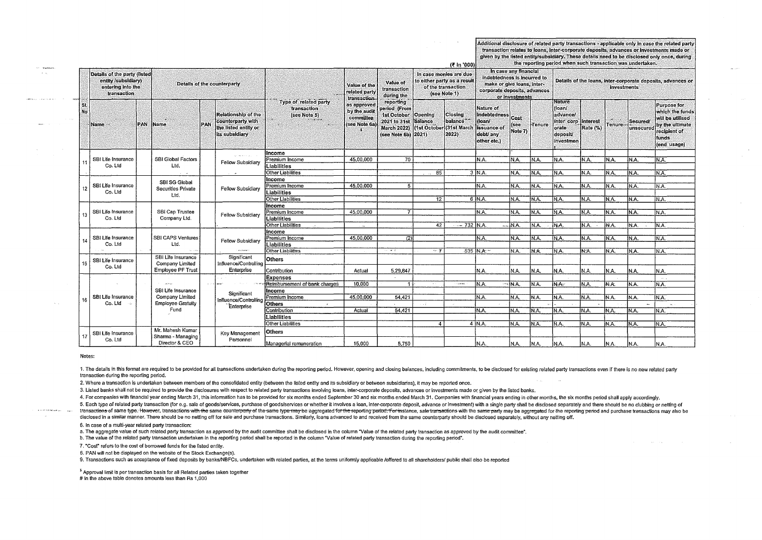(₹ In '000)

Additional disclosure of related party transactions - applicable only in case the related party transaction relates to loans, inter-corporate deposits, advances or investments made or given by the listed entity/subsidiary. These details need to be disclosed only once, during the reporting period when such transaction was undertaken.

| Sl. No | Details of the party (listed entity /subsidiary) entering into the transaction | | Details of the counterparty | | | Type of related party transaction (see Note 5) | Value of the related party transaction as approved by the audit committee (see Note 6a) $ | Value of transaction during the reporting period (From 1st October 2021 to 31st March 2022) (see Note 6b) | In case monies are due to either party as a result of the transaction (see Note 1) | | In case any financial indebtedness is incurred to make or give loans, inter-corporate deposits, advances or investments | | | Details of the loans, inter-corporate deposits, advances or investments | | | | |
|---|---|---|---|---|---|---|---|---|---|---|---|---|---|---|---|---|---|---|
| | Name | PAN | Name | PAN | Relationship of the counterparty with the listed entity or its subsidiary | | | | Opening balance (1st October 2021) | Closing balance (31st March 2022) | Nature of indebtedness (loan/ issuance of debt/ any other etc.) | Cost (see Note 7) | Tenure | Nature (loan/ advance/ inter corporate deposit/ investment | Interest Rate (%) | Tenure | Secured/ unsecured | Purpose for which the funds will be utilised by the ultimate recipient of funds (end usage) |
| 11 | SBI Life Insurance Co. Ltd | | SBI Global Factors Ltd. | | Fellow Subsidiary | **Income** | | | | | | | | | | | | |
| | | | | | | Premium Income | 45,00,000 | 70 | | | N.A. | N.A. | N.A. | N.A. | N.A. | N.A. | N.A. | N.A. |
| | | | | | | **Liabilities** | | | | | | | | | | | | |
| | | | | | | Other Liabilities | | | 85 | 3 | N.A. | N.A. | N.A. | N.A. | N.A. | N.A. | N.A. | N.A. |
| 12 | SBI Life Insurance Co. Ltd | | SBI SG Global Securities Private Ltd. | | Fellow Subsidiary | **Income** | | | | | | | | | | | | |
| | | | | | | Premium Income | 45,00,000 | 5 | | | N.A. | N.A. | N.A. | N.A. | N.A. | N.A. | N.A. | N.A. |
| | | | | | | **Liabilities** | | | | | | | | | | | | |
| | | | | | | Other Liabilities | | | 12 | 6 | N.A. | N.A. | N.A. | N.A. | N.A. | N.A. | N.A. | N.A. |
| 13 | SBI Life Insurance Co. Ltd | | SBI Cap Trustee Company Ltd. | | Fellow Subsidiary | **Income** | | | | | | | | | | | | |
| | | | | | | Premium Income | 45,00,000 | 7 | | | N.A. | N.A. | N.A. | N.A. | N.A. | N.A. | N.A. | N.A. |
| | | | | | | **Liabilities** | | | | | | | | | | | | |
| | | | | | | Other Liabilities | | | 42 | 732 | N.A. | N.A. | N.A. | N.A. | N.A. | N.A. | N.A. | N.A. |
| 14 | SBI Life Insurance Co. Ltd | | SBI CAPS Ventures Ltd. | | Fellow Subsidiary | **Income** | | | | | | | | | | | | |
| | | | | | | Premium Income | 45,00,000 | (2) | | | N.A. | N.A. | N.A. | N.A. | N.A. | N.A. | N.A. | N.A. |
| | | | | | | **Liabilities** | | | | | | | | | | | | |
| | | | | | | Other Liabilities | | | 7 | 535 | N.A. | N.A. | N.A. | N.A. | N.A. | N.A. | N.A. | N.A. |
| 15 | SBI Life Insurance Co. Ltd | | SBI Life Insurance Company Limited Employee PF Trust | | Significant Influence/Controlling Enterprise | **Others** | | | | | | | | | | | | |
| | | | | | | Contribution | Actual | 5,29,847 | | | N.A. | N.A. | N.A. | N.A. | N.A. | N.A. | N.A. | N.A. |
| 16 | SBI Life Insurance Co. Ltd | | SBI Life Insurance Company Limited Employee Gratuity Fund | | Significant Influence/Controlling Enterprise | **Expenses** | | | | | | | | | | | | |
| | | | | | | Reimbursement of bank charges | 10,000 | 1 | | | N.A. | N.A. | N.A. | N.A. | N.A. | N.A. | N.A. | N.A. |
| | | | | | | **Income** | | | | | | | | | | | | |
| | | | | | | Premium Income | 45,00,000 | 54,421 | | | N.A. | N.A. | N.A. | N.A. | N.A. | N.A. | N.A. | N.A. |
| | | | | | | **Others** | | | | | | | | | | | | |
| | | | | | | Contribution | Actual | 54,421 | | | N.A. | N.A. | N.A. | N.A. | N.A. | N.A. | N.A. | N.A. |
| | | | | | | **Liabilities** | | | | | | | | | | | | |
| | | | | | | Other Liabilities | | | 4 | 4 | N.A. | N.A. | N.A. | N.A. | N.A. | N.A. | N.A. | N.A. |
| 17 | SBI Life Insurance Co. Ltd | | Mr. Mahesh Kumar Sharma - Managing Director & CEO | | Key Management Personnel | **Others** | | | | | | | | | | | | |
| | | | | | | Managerial remuneration | 15,000 | 5,750 | | | N.A. | N.A. | N.A. | N.A. | N.A. | N.A. | N.A. | N.A. |

Notes:

1. The details in this format are required to be provided for all transactions undertaken during the reporting period. However, opening and closing balances, including commitments, to be disclosed for existing related party transactions even if there is no new related party transaction during the reporting period.

2. Where a transaction is undertaken between members of the consolidated entity (between the listed entity and its subsidiary or between subsidiaries), it may be reported once.

3. Listed banks shall not be required to provide the disclosures with respect to related party transactions involving loans, inter-corporate deposits, advances or investments made or given by the listed banks.

4. For companies with financial year ending March 31, this information has to be provided for six months ended September 30 and six months ended March 31. Companies with financial years ending in other months, the six months period shall apply accordingly.

5. Each type of related party transaction (for e.g. sale of goods/services, purchase of goods/services or whether it involves a loan, inter-corporate deposit, advance or investment) with a single party shall be disclosed separately and there should be no clubbing or netting of transactions of same type. However, transactions with the same counterparty of the same type may be aggregated for the reporting period. For instance, sale transactions with the same party may be aggregated for the reporting period and purchase transactions may also be disclosed in a similar manner. There should be no netting off for sale and purchase transactions. Similarly, loans advanced to and received from the same counterparty should be disclosed separately, without any netting off.

6. In case of a multi-year related party transaction:

a. The aggregate value of such related party transaction as approved by the audit committee shall be disclosed in the column "Value of the related party transaction as approved by the audit committee".

b. The value of the related party transaction undertaken in the reporting period shall be reported in the column "Value of related party transaction during the reporting period".

7. "Cost" refers to the cost of borrowed funds for the listed entity.

8. PAN will not be displayed on the website of the Stock Exchange(s).

9. Transactions such as acceptance of fixed deposits by banks/NBFCs, undertaken with related parties, at the terms uniformly applicable /offered to all shareholders/ public shall also be reported

$ Approval limit is per transaction basis for all Related parties taken together

# In the above table denotes amounts less than Rs 1,000